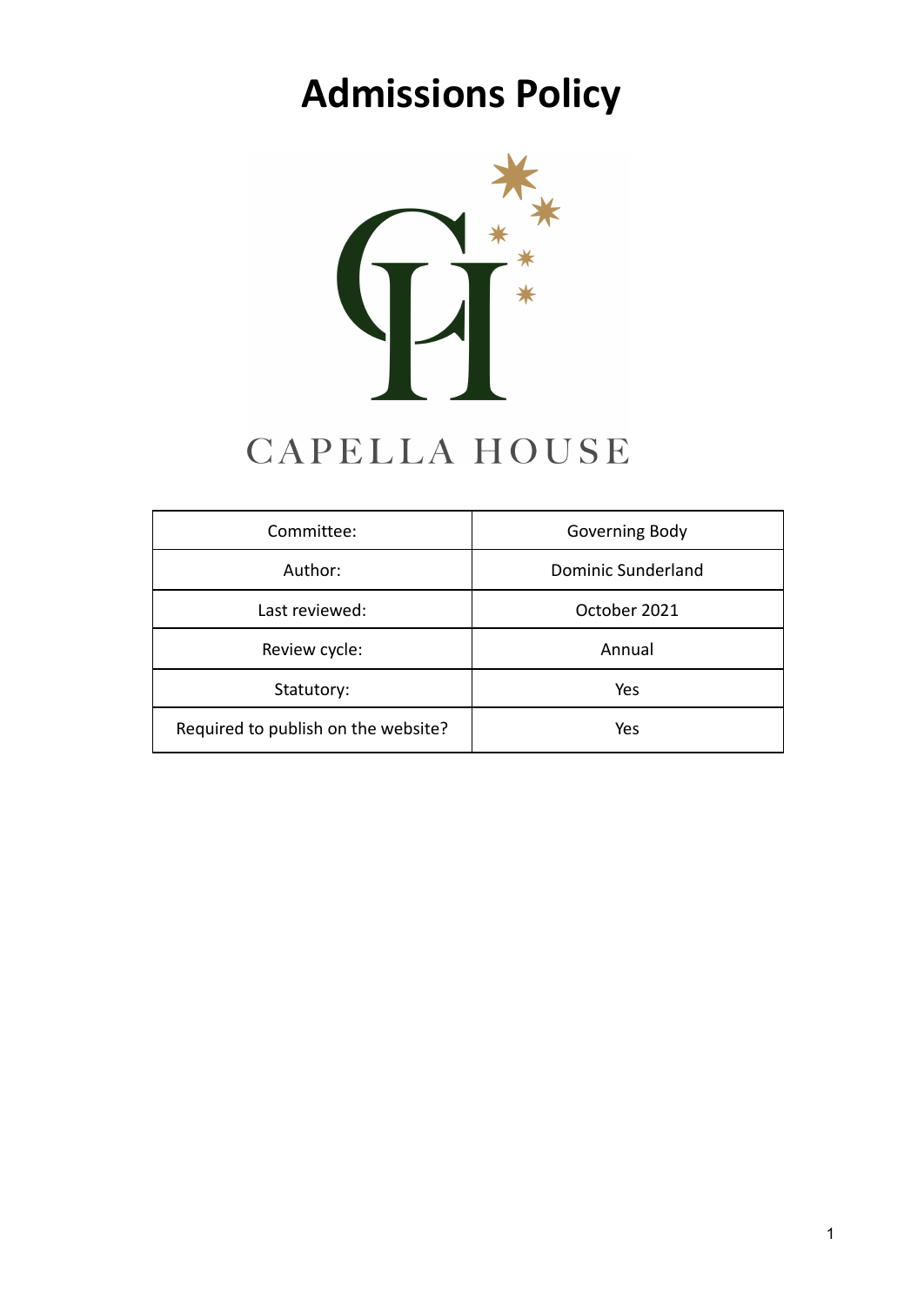# Admissions Policy

CAPELLA HOUSE

| Committee: | Governing Body |
| --- | --- |
| Author: | Dominic Sunderland |
| Last reviewed: | October 2021 |
| Review cycle: | Annual |
| Statutory: | Yes |
| Required to publish on the website? | Yes |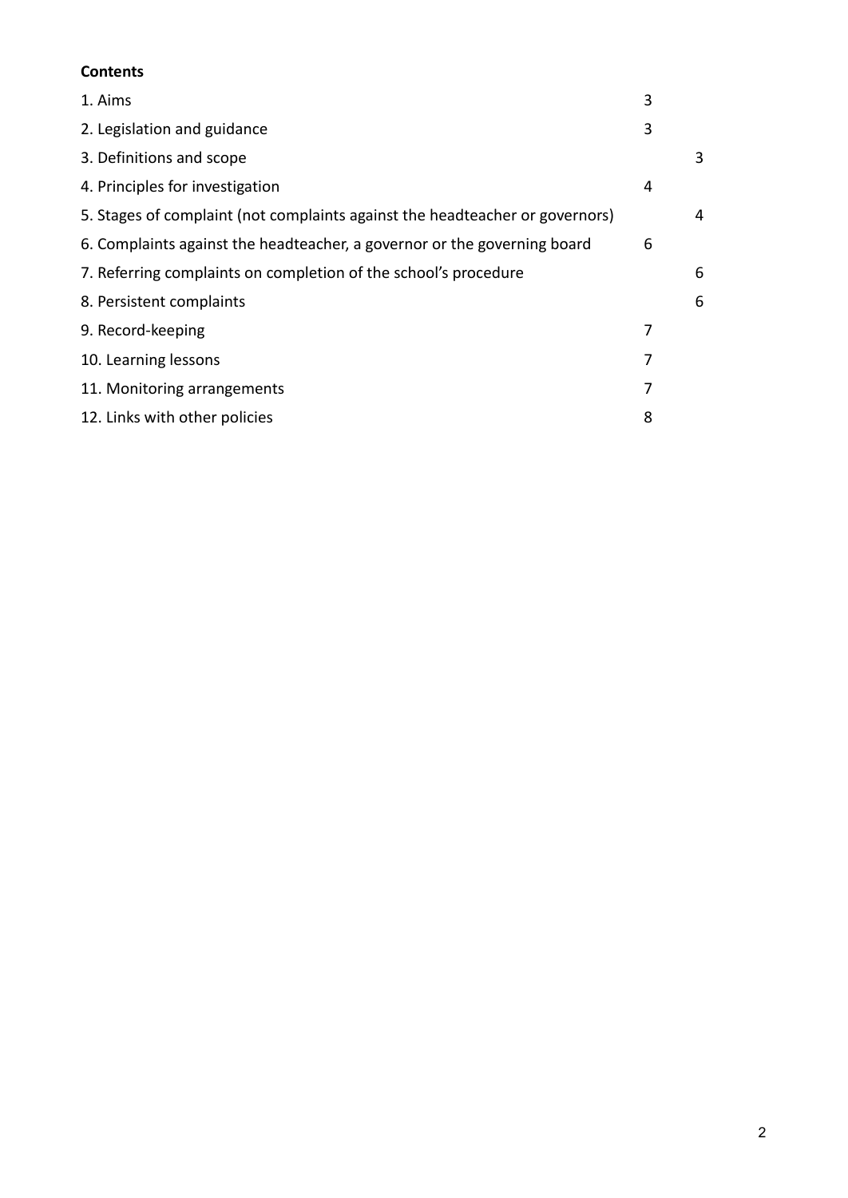**Contents**

| | |
|---|---|
| 1. Aims | 3 |
| 2. Legislation and guidance | 3 |
| 3. Definitions and scope | 3 |
| 4. Principles for investigation | 4 |
| 5. Stages of complaint (not complaints against the headteacher or governors) | 4 |
| 6. Complaints against the headteacher, a governor or the governing board | 6 |
| 7. Referring complaints on completion of the school's procedure | 6 |
| 8. Persistent complaints | 6 |
| 9. Record-keeping | 7 |
| 10. Learning lessons | 7 |
| 11. Monitoring arrangements | 7 |
| 12. Links with other policies | 8 |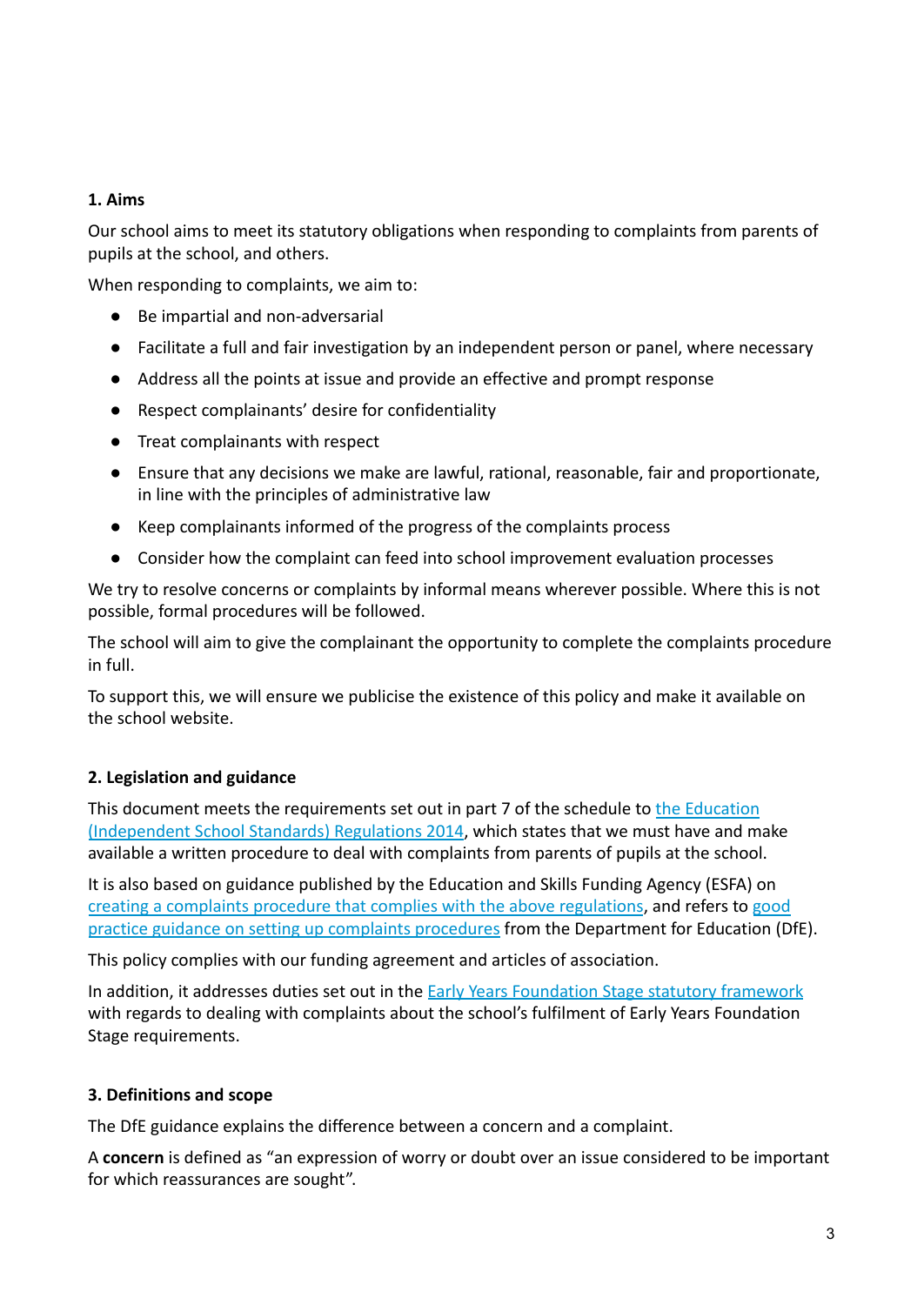## 1. Aims

Our school aims to meet its statutory obligations when responding to complaints from parents of pupils at the school, and others.

When responding to complaints, we aim to:

- Be impartial and non-adversarial
- Facilitate a full and fair investigation by an independent person or panel, where necessary
- Address all the points at issue and provide an effective and prompt response
- Respect complainants' desire for confidentiality
- Treat complainants with respect
- Ensure that any decisions we make are lawful, rational, reasonable, fair and proportionate, in line with the principles of administrative law
- Keep complainants informed of the progress of the complaints process
- Consider how the complaint can feed into school improvement evaluation processes

We try to resolve concerns or complaints by informal means wherever possible. Where this is not possible, formal procedures will be followed.

The school will aim to give the complainant the opportunity to complete the complaints procedure in full.

To support this, we will ensure we publicise the existence of this policy and make it available on the school website.

## 2. Legislation and guidance

This document meets the requirements set out in part 7 of the schedule to the Education (Independent School Standards) Regulations 2014, which states that we must have and make available a written procedure to deal with complaints from parents of pupils at the school.

It is also based on guidance published by the Education and Skills Funding Agency (ESFA) on creating a complaints procedure that complies with the above regulations, and refers to good practice guidance on setting up complaints procedures from the Department for Education (DfE).

This policy complies with our funding agreement and articles of association.

In addition, it addresses duties set out in the Early Years Foundation Stage statutory framework with regards to dealing with complaints about the school's fulfilment of Early Years Foundation Stage requirements.

## 3. Definitions and scope

The DfE guidance explains the difference between a concern and a complaint.

A **concern** is defined as "an expression of worry or doubt over an issue considered to be important for which reassurances are sought".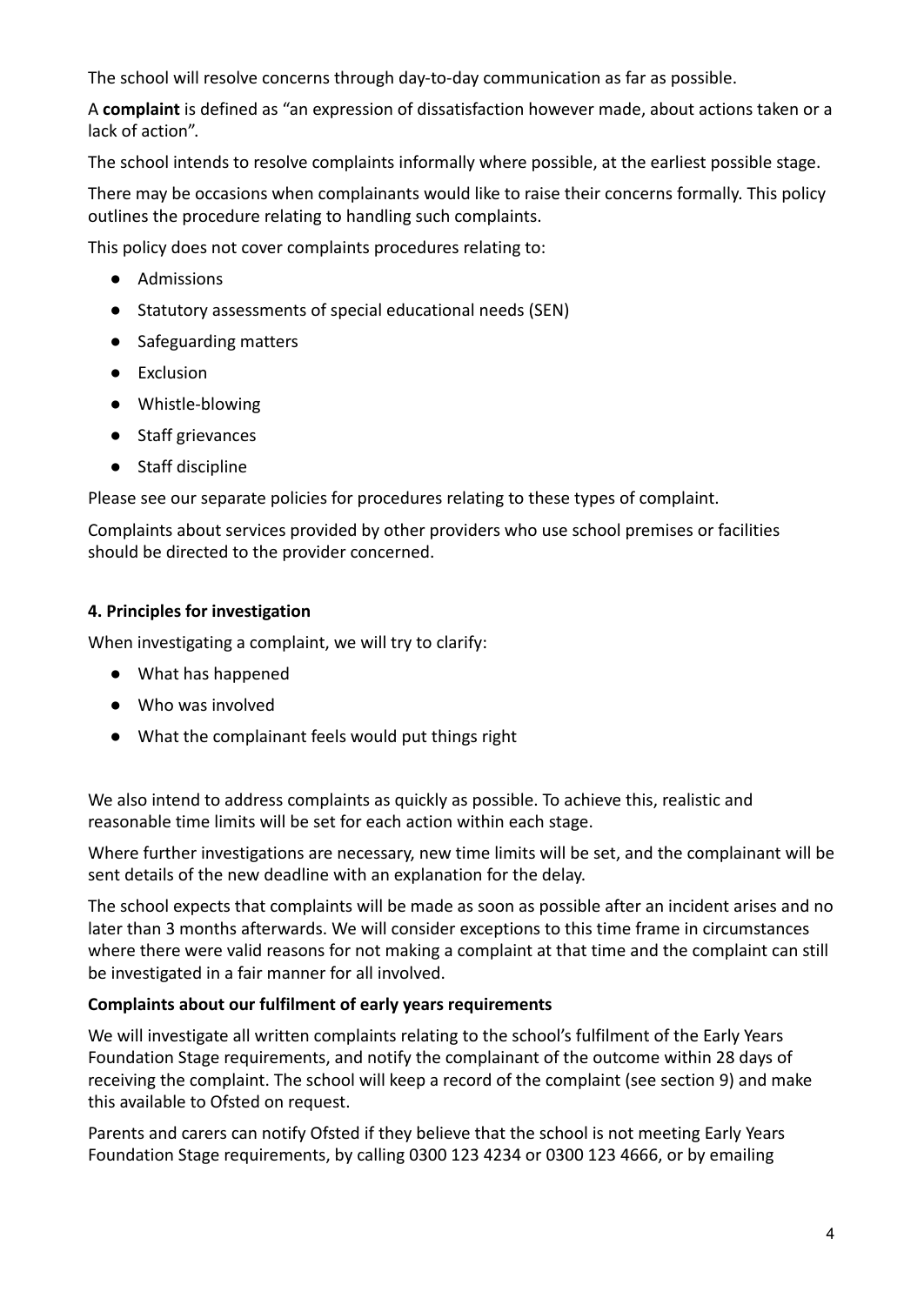The school will resolve concerns through day-to-day communication as far as possible.

A **complaint** is defined as "an expression of dissatisfaction however made, about actions taken or a lack of action".

The school intends to resolve complaints informally where possible, at the earliest possible stage.

There may be occasions when complainants would like to raise their concerns formally. This policy outlines the procedure relating to handling such complaints.

This policy does not cover complaints procedures relating to:

- Admissions
- Statutory assessments of special educational needs (SEN)
- Safeguarding matters
- Exclusion
- Whistle-blowing
- Staff grievances
- Staff discipline

Please see our separate policies for procedures relating to these types of complaint.

Complaints about services provided by other providers who use school premises or facilities should be directed to the provider concerned.

### 4. Principles for investigation

When investigating a complaint, we will try to clarify:

- What has happened
- Who was involved
- What the complainant feels would put things right

We also intend to address complaints as quickly as possible. To achieve this, realistic and reasonable time limits will be set for each action within each stage.

Where further investigations are necessary, new time limits will be set, and the complainant will be sent details of the new deadline with an explanation for the delay.

The school expects that complaints will be made as soon as possible after an incident arises and no later than 3 months afterwards. We will consider exceptions to this time frame in circumstances where there were valid reasons for not making a complaint at that time and the complaint can still be investigated in a fair manner for all involved.

**Complaints about our fulfilment of early years requirements**

We will investigate all written complaints relating to the school's fulfilment of the Early Years Foundation Stage requirements, and notify the complainant of the outcome within 28 days of receiving the complaint. The school will keep a record of the complaint (see section 9) and make this available to Ofsted on request.

Parents and carers can notify Ofsted if they believe that the school is not meeting Early Years Foundation Stage requirements, by calling 0300 123 4234 or 0300 123 4666, or by emailing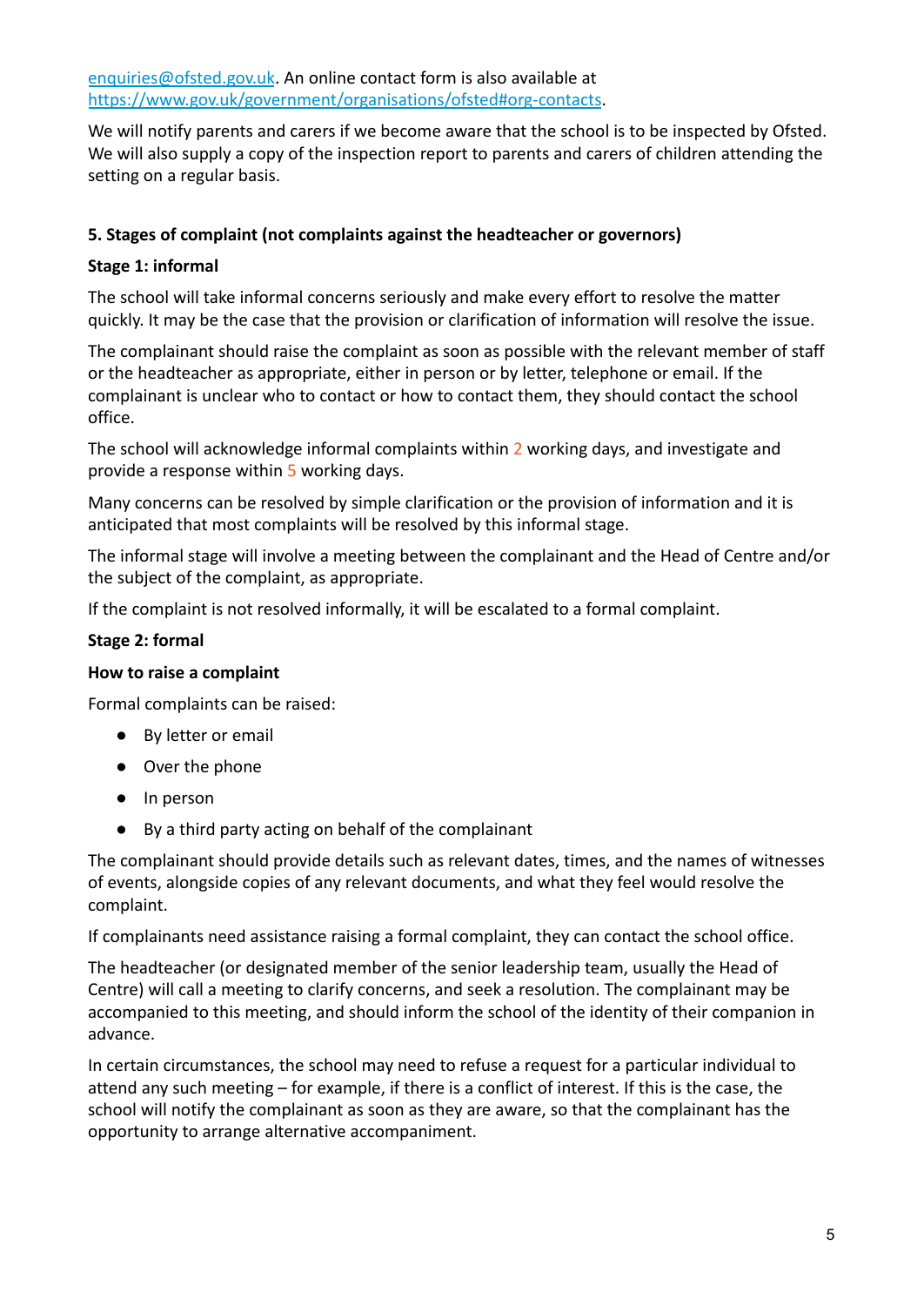[enquiries@ofsted.gov.uk](mailto:enquiries@ofsted.gov.uk). An online contact form is also available at [https://www.gov.uk/government/organisations/ofsted#org-contacts](https://www.gov.uk/government/organisations/ofsted#org-contacts).

We will notify parents and carers if we become aware that the school is to be inspected by Ofsted. We will also supply a copy of the inspection report to parents and carers of children attending the setting on a regular basis.

## 5. Stages of complaint (not complaints against the headteacher or governors)

### Stage 1: informal

The school will take informal concerns seriously and make every effort to resolve the matter quickly. It may be the case that the provision or clarification of information will resolve the issue.

The complainant should raise the complaint as soon as possible with the relevant member of staff or the headteacher as appropriate, either in person or by letter, telephone or email. If the complainant is unclear who to contact or how to contact them, they should contact the school office.

The school will acknowledge informal complaints within 2 working days, and investigate and provide a response within 5 working days.

Many concerns can be resolved by simple clarification or the provision of information and it is anticipated that most complaints will be resolved by this informal stage.

The informal stage will involve a meeting between the complainant and the Head of Centre and/or the subject of the complaint, as appropriate.

If the complaint is not resolved informally, it will be escalated to a formal complaint.

### Stage 2: formal

**How to raise a complaint**

Formal complaints can be raised:

- By letter or email
- Over the phone
- In person
- By a third party acting on behalf of the complainant

The complainant should provide details such as relevant dates, times, and the names of witnesses of events, alongside copies of any relevant documents, and what they feel would resolve the complaint.

If complainants need assistance raising a formal complaint, they can contact the school office.

The headteacher (or designated member of the senior leadership team, usually the Head of Centre) will call a meeting to clarify concerns, and seek a resolution. The complainant may be accompanied to this meeting, and should inform the school of the identity of their companion in advance.

In certain circumstances, the school may need to refuse a request for a particular individual to attend any such meeting – for example, if there is a conflict of interest. If this is the case, the school will notify the complainant as soon as they are aware, so that the complainant has the opportunity to arrange alternative accompaniment.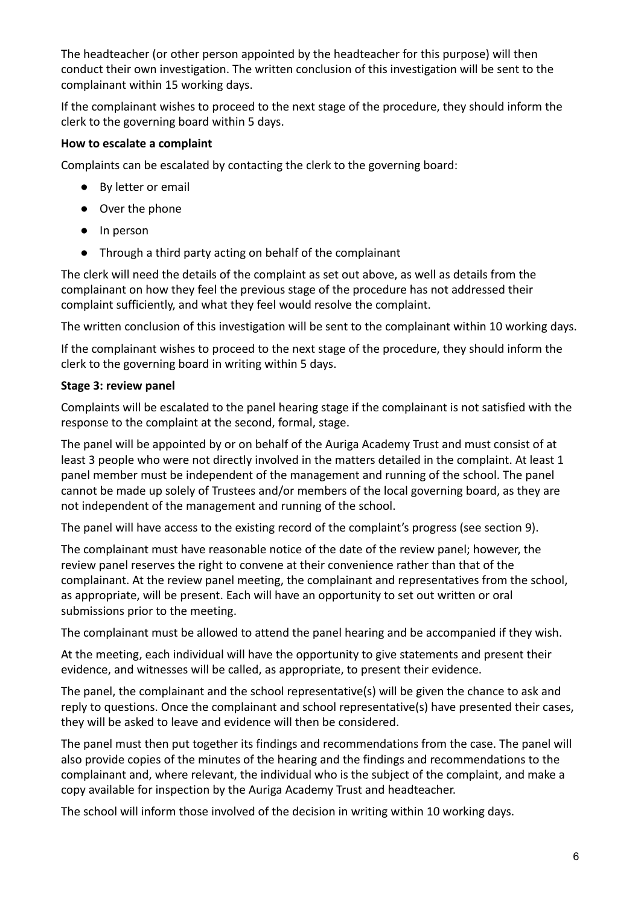The headteacher (or other person appointed by the headteacher for this purpose) will then conduct their own investigation. The written conclusion of this investigation will be sent to the complainant within 15 working days.

If the complainant wishes to proceed to the next stage of the procedure, they should inform the clerk to the governing board within 5 days.

**How to escalate a complaint**

Complaints can be escalated by contacting the clerk to the governing board:

- By letter or email
- Over the phone
- In person
- Through a third party acting on behalf of the complainant

The clerk will need the details of the complaint as set out above, as well as details from the complainant on how they feel the previous stage of the procedure has not addressed their complaint sufficiently, and what they feel would resolve the complaint.

The written conclusion of this investigation will be sent to the complainant within 10 working days.

If the complainant wishes to proceed to the next stage of the procedure, they should inform the clerk to the governing board in writing within 5 days.

**Stage 3: review panel**

Complaints will be escalated to the panel hearing stage if the complainant is not satisfied with the response to the complaint at the second, formal, stage.

The panel will be appointed by or on behalf of the Auriga Academy Trust and must consist of at least 3 people who were not directly involved in the matters detailed in the complaint. At least 1 panel member must be independent of the management and running of the school. The panel cannot be made up solely of Trustees and/or members of the local governing board, as they are not independent of the management and running of the school.

The panel will have access to the existing record of the complaint's progress (see section 9).

The complainant must have reasonable notice of the date of the review panel; however, the review panel reserves the right to convene at their convenience rather than that of the complainant. At the review panel meeting, the complainant and representatives from the school, as appropriate, will be present. Each will have an opportunity to set out written or oral submissions prior to the meeting.

The complainant must be allowed to attend the panel hearing and be accompanied if they wish.

At the meeting, each individual will have the opportunity to give statements and present their evidence, and witnesses will be called, as appropriate, to present their evidence.

The panel, the complainant and the school representative(s) will be given the chance to ask and reply to questions. Once the complainant and school representative(s) have presented their cases, they will be asked to leave and evidence will then be considered.

The panel must then put together its findings and recommendations from the case. The panel will also provide copies of the minutes of the hearing and the findings and recommendations to the complainant and, where relevant, the individual who is the subject of the complaint, and make a copy available for inspection by the Auriga Academy Trust and headteacher.

The school will inform those involved of the decision in writing within 10 working days.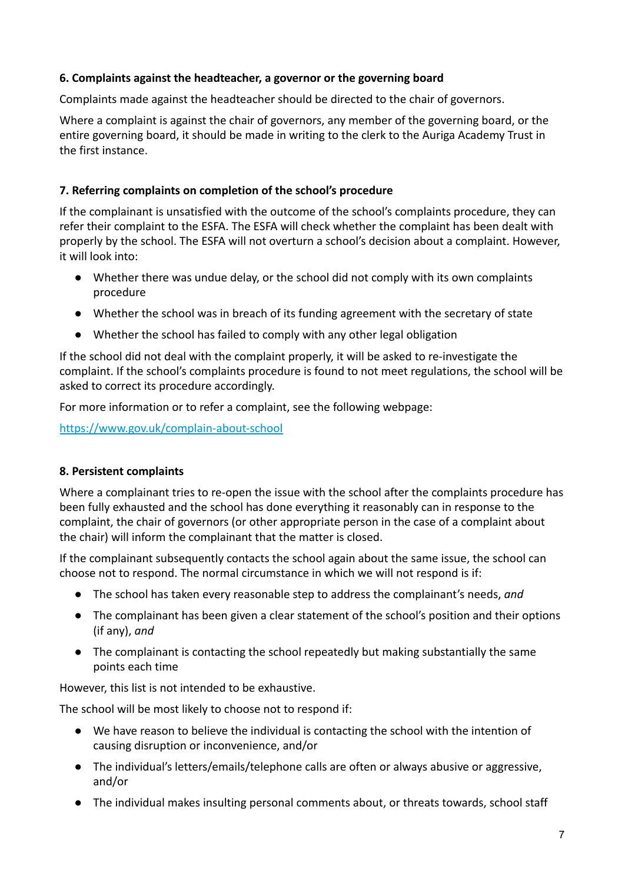### 6. Complaints against the headteacher, a governor or the governing board

Complaints made against the headteacher should be directed to the chair of governors.

Where a complaint is against the chair of governors, any member of the governing board, or the entire governing board, it should be made in writing to the clerk to the Auriga Academy Trust in the first instance.

### 7. Referring complaints on completion of the school's procedure

If the complainant is unsatisfied with the outcome of the school's complaints procedure, they can refer their complaint to the ESFA. The ESFA will check whether the complaint has been dealt with properly by the school. The ESFA will not overturn a school's decision about a complaint. However, it will look into:

- Whether there was undue delay, or the school did not comply with its own complaints procedure
- Whether the school was in breach of its funding agreement with the secretary of state
- Whether the school has failed to comply with any other legal obligation

If the school did not deal with the complaint properly, it will be asked to re-investigate the complaint. If the school's complaints procedure is found to not meet regulations, the school will be asked to correct its procedure accordingly.

For more information or to refer a complaint, see the following webpage:

[https://www.gov.uk/complain-about-school](https://www.gov.uk/complain-about-school)

### 8. Persistent complaints

Where a complainant tries to re-open the issue with the school after the complaints procedure has been fully exhausted and the school has done everything it reasonably can in response to the complaint, the chair of governors (or other appropriate person in the case of a complaint about the chair) will inform the complainant that the matter is closed.

If the complainant subsequently contacts the school again about the same issue, the school can choose not to respond. The normal circumstance in which we will not respond is if:

- The school has taken every reasonable step to address the complainant's needs, *and*
- The complainant has been given a clear statement of the school's position and their options (if any), *and*
- The complainant is contacting the school repeatedly but making substantially the same points each time

However, this list is not intended to be exhaustive.

The school will be most likely to choose not to respond if:

- We have reason to believe the individual is contacting the school with the intention of causing disruption or inconvenience, and/or
- The individual's letters/emails/telephone calls are often or always abusive or aggressive, and/or
- The individual makes insulting personal comments about, or threats towards, school staff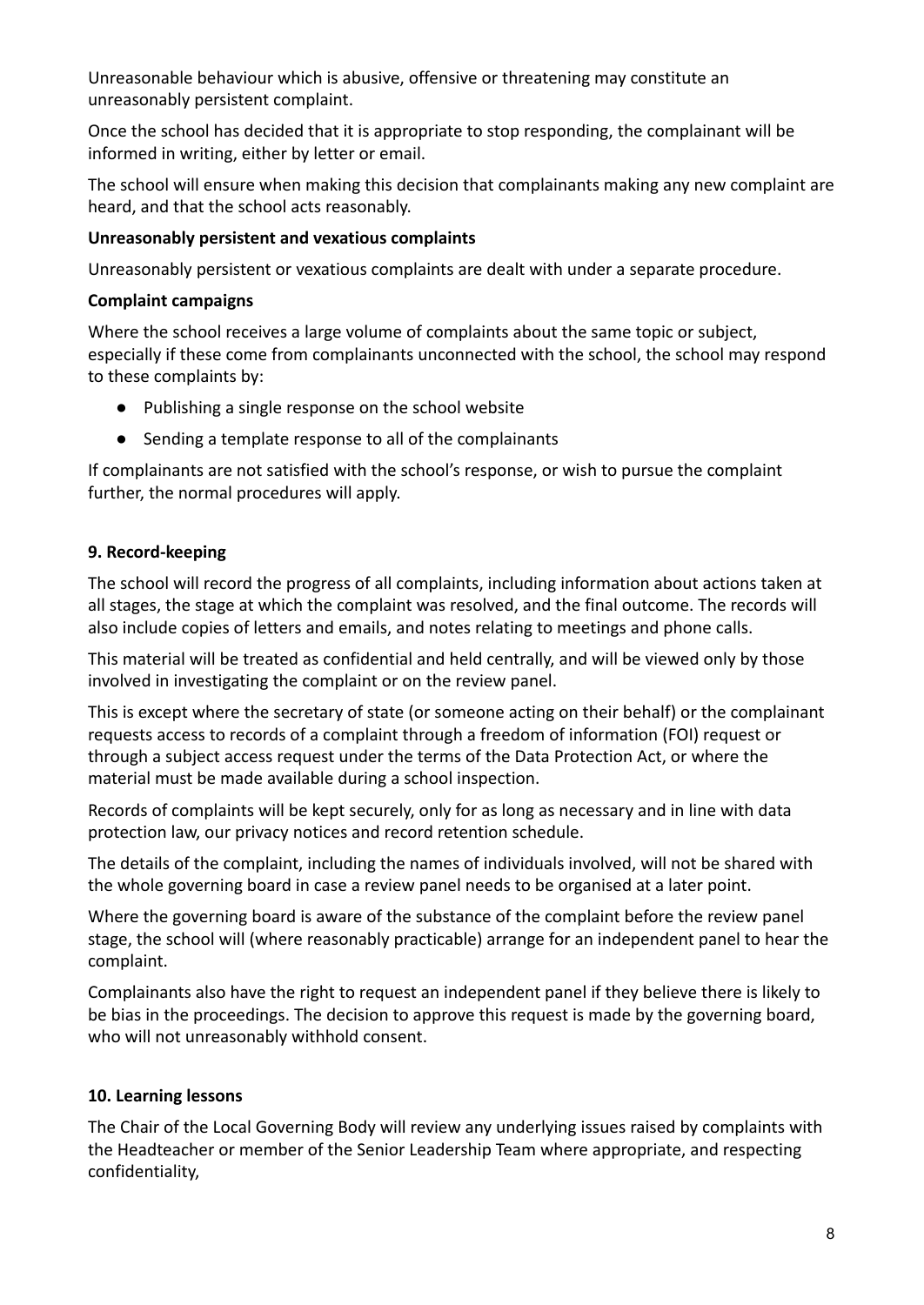Unreasonable behaviour which is abusive, offensive or threatening may constitute an unreasonably persistent complaint.

Once the school has decided that it is appropriate to stop responding, the complainant will be informed in writing, either by letter or email.

The school will ensure when making this decision that complainants making any new complaint are heard, and that the school acts reasonably.

**Unreasonably persistent and vexatious complaints**

Unreasonably persistent or vexatious complaints are dealt with under a separate procedure.

**Complaint campaigns**

Where the school receives a large volume of complaints about the same topic or subject, especially if these come from complainants unconnected with the school, the school may respond to these complaints by:

- Publishing a single response on the school website
- Sending a template response to all of the complainants

If complainants are not satisfied with the school's response, or wish to pursue the complaint further, the normal procedures will apply.

## 9. Record-keeping

The school will record the progress of all complaints, including information about actions taken at all stages, the stage at which the complaint was resolved, and the final outcome. The records will also include copies of letters and emails, and notes relating to meetings and phone calls.

This material will be treated as confidential and held centrally, and will be viewed only by those involved in investigating the complaint or on the review panel.

This is except where the secretary of state (or someone acting on their behalf) or the complainant requests access to records of a complaint through a freedom of information (FOI) request or through a subject access request under the terms of the Data Protection Act, or where the material must be made available during a school inspection.

Records of complaints will be kept securely, only for as long as necessary and in line with data protection law, our privacy notices and record retention schedule.

The details of the complaint, including the names of individuals involved, will not be shared with the whole governing board in case a review panel needs to be organised at a later point.

Where the governing board is aware of the substance of the complaint before the review panel stage, the school will (where reasonably practicable) arrange for an independent panel to hear the complaint.

Complainants also have the right to request an independent panel if they believe there is likely to be bias in the proceedings. The decision to approve this request is made by the governing board, who will not unreasonably withhold consent.

## 10. Learning lessons

The Chair of the Local Governing Body will review any underlying issues raised by complaints with the Headteacher or member of the Senior Leadership Team where appropriate, and respecting confidentiality,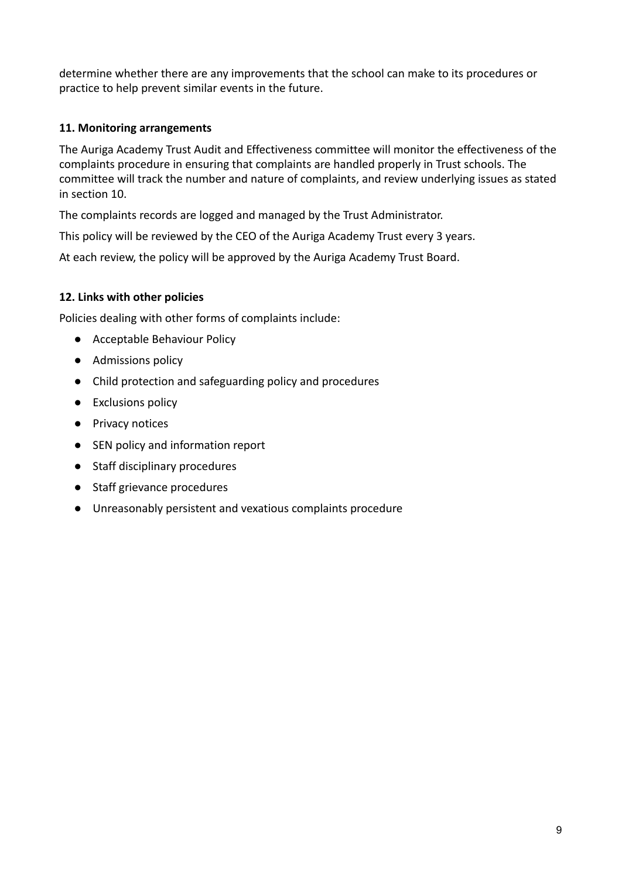determine whether there are any improvements that the school can make to its procedures or practice to help prevent similar events in the future.

### 11. Monitoring arrangements

The Auriga Academy Trust Audit and Effectiveness committee will monitor the effectiveness of the complaints procedure in ensuring that complaints are handled properly in Trust schools. The committee will track the number and nature of complaints, and review underlying issues as stated in section 10.

The complaints records are logged and managed by the Trust Administrator.

This policy will be reviewed by the CEO of the Auriga Academy Trust every 3 years.

At each review, the policy will be approved by the Auriga Academy Trust Board.

### 12. Links with other policies

Policies dealing with other forms of complaints include:

- Acceptable Behaviour Policy
- Admissions policy
- Child protection and safeguarding policy and procedures
- Exclusions policy
- Privacy notices
- SEN policy and information report
- Staff disciplinary procedures
- Staff grievance procedures
- Unreasonably persistent and vexatious complaints procedure